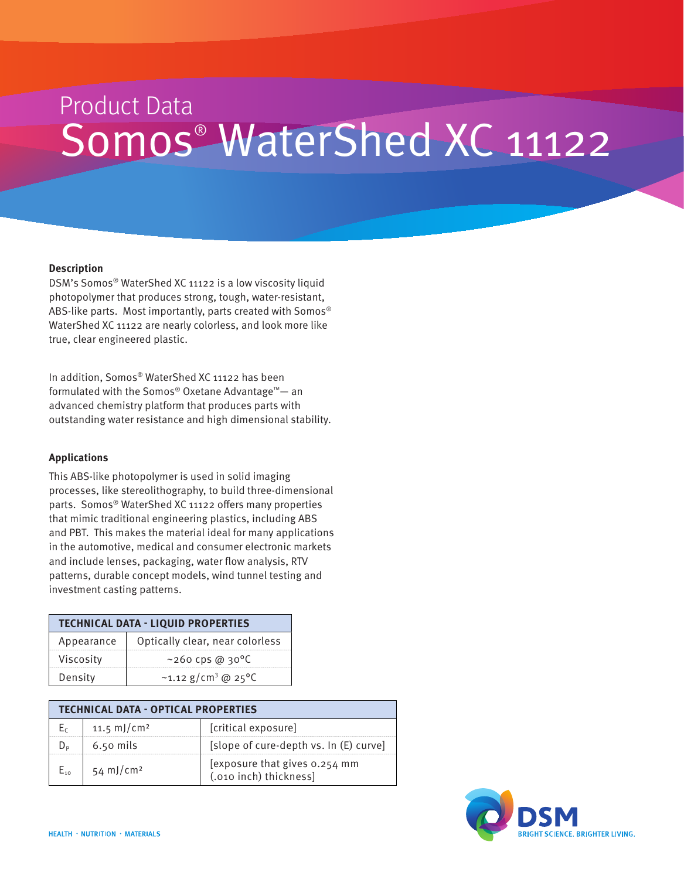Product Data

# Somos® WaterShed XC 11122

### Description

DSM's Somos® WaterShed XC 11122 is a low viscosity liquid photopolymer that produces strong, tough, water-resistant, ABS-like parts. Most importantly, parts created with Somos® WaterShed XC 11122 are nearly colorless, and look more like true, clear engineered plastic.

In addition, Somos® WaterShed XC 11122 has been formulated with the Somos® Oxetane Advantage™— an advanced chemistry platform that produces parts with outstanding water resistance and high dimensional stability.

### Applications

This ABS-like photopolymer is used in solid imaging processes, like stereolithography, to build three-dimensional parts. Somos® WaterShed XC 11122 offers many properties that mimic traditional engineering plastics, including ABS and PBT. This makes the material ideal for many applications in the automotive, medical and consumer electronic markets and include lenses, packaging, water flow analysis, RTV patterns, durable concept models, wind tunnel testing and investment casting patterns.

| TECHNICAL DATA - LIQUID PROPERTIES | |
|---|---|
| Appearance | Optically clear, near colorless |
| Viscosity | ~260 cps @ 30°C |
| Density | ~1.12 g/cm³ @ 25°C |

| TECHNICAL DATA - OPTICAL PROPERTIES | | |
|---|---|---|
| $E_C$ | 11.5 mJ/cm² | [critical exposure] |
| $D_P$ | 6.50 mils | [slope of cure-depth vs. ln (E) curve] |
| $E_{10}$ | 54 mJ/cm² | [exposure that gives 0.254 mm (.010 inch) thickness] |

HEALTH · NUTRITION · MATERIALS

DSM BRIGHT SCIENCE. BRIGHTER LIVING.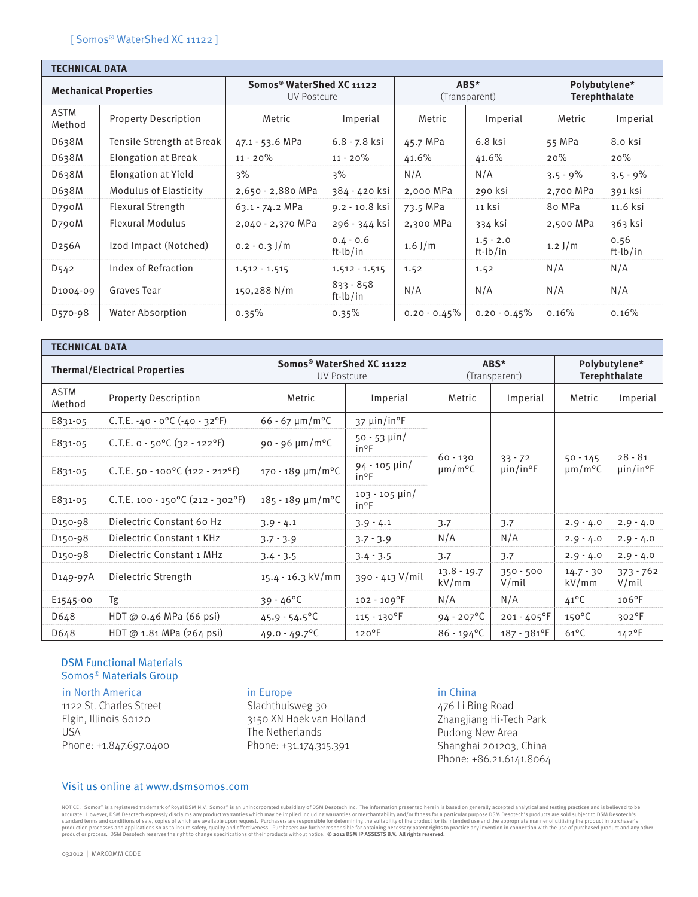| TECHNICAL DATA | | | | | | | |
|---|---|---|---|---|---|---|---|
| **Mechanical Properties** | | **Somos® WaterShed XC 11122** UV Postcure | | **ABS*** (Transparent) | | **Polybutylene* Terephthalate** | |
| ASTM Method | Property Description | Metric | Imperial | Metric | Imperial | Metric | Imperial |
| D638M | Tensile Strength at Break | 47.1 - 53.6 MPa | 6.8 - 7.8 ksi | 45.7 MPa | 6.8 ksi | 55 MPa | 8.0 ksi |
| D638M | Elongation at Break | 11 - 20% | 11 - 20% | 41.6% | 41.6% | 20% | 20% |
| D638M | Elongation at Yield | 3% | 3% | N/A | N/A | 3.5 - 9% | 3.5 - 9% |
| D638M | Modulus of Elasticity | 2,650 - 2,880 MPa | 384 - 420 ksi | 2,000 MPa | 290 ksi | 2,700 MPa | 391 ksi |
| D790M | Flexural Strength | 63.1 - 74.2 MPa | 9.2 - 10.8 ksi | 73.5 MPa | 11 ksi | 80 MPa | 11.6 ksi |
| D790M | Flexural Modulus | 2,040 - 2,370 MPa | 296 - 344 ksi | 2,300 MPa | 334 ksi | 2,500 MPa | 363 ksi |
| D256A | Izod Impact (Notched) | 0.2 - 0.3 J/m | 0.4 - 0.6 ft-lb/in | 1.6 J/m | 1.5 - 2.0 ft-lb/in | 1.2 J/m | 0.56 ft-lb/in |
| D542 | Index of Refraction | 1.512 - 1.515 | 1.512 - 1.515 | 1.52 | 1.52 | N/A | N/A |
| D1004-09 | Graves Tear | 150,288 N/m | 833 - 858 ft-lb/in | N/A | N/A | N/A | N/A |
| D570-98 | Water Absorption | 0.35% | 0.35% | 0.20 - 0.45% | 0.20 - 0.45% | 0.16% | 0.16% |

| TECHNICAL DATA | | | | | | | |
|---|---|---|---|---|---|---|---|
| **Thermal/Electrical Properties** | | **Somos® WaterShed XC 11122** UV Postcure | | **ABS*** (Transparent) | | **Polybutylene* Terephthalate** | |
| ASTM Method | Property Description | Metric | Imperial | Metric | Imperial | Metric | Imperial |
| E831-05 | C.T.E. -40 - 0°C (-40 - 32°F) | 66 - 67 μm/m°C | 37 μin/in°F | 60 - 130 μm/m°C | 33 - 72 μin/in°F | 50 - 145 μm/m°C | 28 - 81 μin/in°F |
| E831-05 | C.T.E. 0 - 50°C (32 - 122°F) | 90 - 96 μm/m°C | 50 - 53 μin/in°F | | | | |
| E831-05 | C.T.E. 50 - 100°C (122 - 212°F) | 170 - 189 μm/m°C | 94 - 105 μin/in°F | | | | |
| E831-05 | C.T.E. 100 - 150°C (212 - 302°F) | 185 - 189 μm/m°C | 103 - 105 μin/in°F | | | | |
| D150-98 | Dielectric Constant 60 Hz | 3.9 - 4.1 | 3.9 - 4.1 | 3.7 | 3.7 | 2.9 - 4.0 | 2.9 - 4.0 |
| D150-98 | Dielectric Constant 1 KHz | 3.7 - 3.9 | 3.7 - 3.9 | N/A | N/A | 2.9 - 4.0 | 2.9 - 4.0 |
| D150-98 | Dielectric Constant 1 MHz | 3.4 - 3.5 | 3.4 - 3.5 | 3.7 | 3.7 | 2.9 - 4.0 | 2.9 - 4.0 |
| D149-97A | Dielectric Strength | 15.4 - 16.3 kV/mm | 390 - 413 V/mil | 13.8 - 19.7 kV/mm | 350 - 500 V/mil | 14.7 - 30 kV/mm | 373 - 762 V/mil |
| E1545-00 | Tg | 39 - 46°C | 102 - 109°F | N/A | N/A | 41°C | 106°F |
| D648 | HDT @ 0.46 MPa (66 psi) | 45.9 - 54.5°C | 115 - 130°F | 94 - 207°C | 201 - 405°F | 150°C | 302°F |
| D648 | HDT @ 1.81 MPa (264 psi) | 49.0 - 49.7°C | 120°F | 86 - 194°C | 187 - 381°F | 61°C | 142°F |

DSM Functional Materials
Somos® Materials Group

in North America
1122 St. Charles Street
Elgin, Illinois 60120
USA
Phone: +1.847.697.0400

in Europe
Slachthuisweg 30
3150 XN Hoek van Holland
The Netherlands
Phone: +31.174.315.391

in China
476 Li Bing Road
Zhangjiang Hi-Tech Park
Pudong New Area
Shanghai 201203, China
Phone: +86.21.6141.8064

Visit us online at www.dsmsomos.com

NOTICE : Somos® is a registered trademark of Royal DSM N.V. Somos® is an unincorporated subsidiary of DSM Desotech Inc. The information presented herein is based on generally accepted analytical and testing practices and is believed to be accurate. However, DSM Desotech expressly disclaims any product warranties which may be implied including warranties or merchantability and/or fitness for a particular purpose DSM Desotech's products are sold subject to DSM Desotech's standard terms and conditions of sale, copies of which are available upon request. Purchasers are responsible for determining the suitability of the product for its intended use and the appropriate manner of utilizing the product in purchaser's production processes and applications so as to insure safety, quality and effectiveness. Purchasers are further responsible for obtaining necessary patent rights to practice any invention in connection with the use of purchased product and any other product or process. DSM Desotech reserves the right to change specifications of their products without notice. **© 2012 DSM IP ASSESTS B.V. All rights reserved.**

032012 | MARCOMM CODE